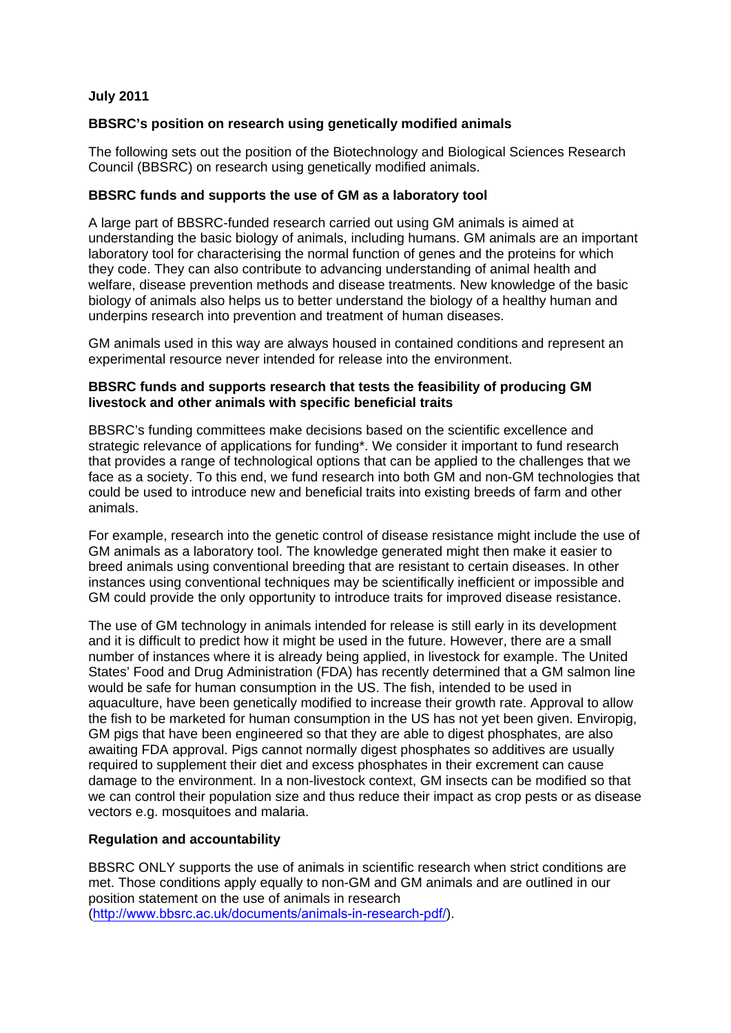**July 2011**

## BBSRC's position on research using genetically modified animals

The following sets out the position of the Biotechnology and Biological Sciences Research Council (BBSRC) on research using genetically modified animals.

### BBSRC funds and supports the use of GM as a laboratory tool

A large part of BBSRC-funded research carried out using GM animals is aimed at understanding the basic biology of animals, including humans. GM animals are an important laboratory tool for characterising the normal function of genes and the proteins for which they code. They can also contribute to advancing understanding of animal health and welfare, disease prevention methods and disease treatments. New knowledge of the basic biology of animals also helps us to better understand the biology of a healthy human and underpins research into prevention and treatment of human diseases.

GM animals used in this way are always housed in contained conditions and represent an experimental resource never intended for release into the environment.

### BBSRC funds and supports research that tests the feasibility of producing GM livestock and other animals with specific beneficial traits

BBSRC's funding committees make decisions based on the scientific excellence and strategic relevance of applications for funding*. We consider it important to fund research that provides a range of technological options that can be applied to the challenges that we face as a society. To this end, we fund research into both GM and non-GM technologies that could be used to introduce new and beneficial traits into existing breeds of farm and other animals.

For example, research into the genetic control of disease resistance might include the use of GM animals as a laboratory tool. The knowledge generated might then make it easier to breed animals using conventional breeding that are resistant to certain diseases. In other instances using conventional techniques may be scientifically inefficient or impossible and GM could provide the only opportunity to introduce traits for improved disease resistance.

The use of GM technology in animals intended for release is still early in its development and it is difficult to predict how it might be used in the future. However, there are a small number of instances where it is already being applied, in livestock for example. The United States' Food and Drug Administration (FDA) has recently determined that a GM salmon line would be safe for human consumption in the US. The fish, intended to be used in aquaculture, have been genetically modified to increase their growth rate. Approval to allow the fish to be marketed for human consumption in the US has not yet been given. Enviropig, GM pigs that have been engineered so that they are able to digest phosphates, are also awaiting FDA approval. Pigs cannot normally digest phosphates so additives are usually required to supplement their diet and excess phosphates in their excrement can cause damage to the environment. In a non-livestock context, GM insects can be modified so that we can control their population size and thus reduce their impact as crop pests or as disease vectors e.g. mosquitoes and malaria.

### Regulation and accountability

BBSRC ONLY supports the use of animals in scientific research when strict conditions are met. Those conditions apply equally to non-GM and GM animals and are outlined in our position statement on the use of animals in research (http://www.bbsrc.ac.uk/documents/animals-in-research-pdf/).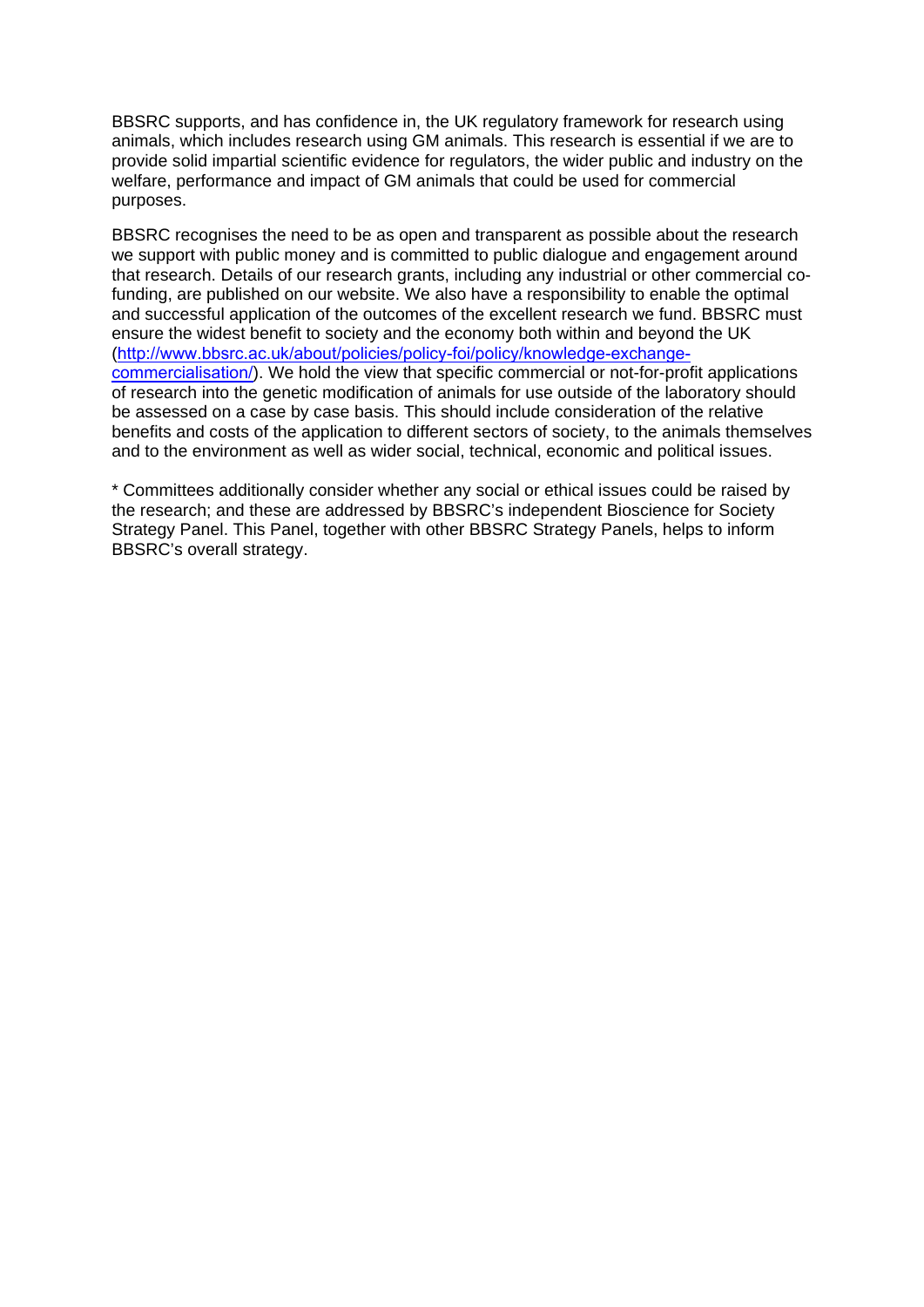BBSRC supports, and has confidence in, the UK regulatory framework for research using animals, which includes research using GM animals. This research is essential if we are to provide solid impartial scientific evidence for regulators, the wider public and industry on the welfare, performance and impact of GM animals that could be used for commercial purposes.

BBSRC recognises the need to be as open and transparent as possible about the research we support with public money and is committed to public dialogue and engagement around that research. Details of our research grants, including any industrial or other commercial co-funding, are published on our website. We also have a responsibility to enable the optimal and successful application of the outcomes of the excellent research we fund. BBSRC must ensure the widest benefit to society and the economy both within and beyond the UK (http://www.bbsrc.ac.uk/about/policies/policy-foi/policy/knowledge-exchange-commercialisation/). We hold the view that specific commercial or not-for-profit applications of research into the genetic modification of animals for use outside of the laboratory should be assessed on a case by case basis. This should include consideration of the relative benefits and costs of the application to different sectors of society, to the animals themselves and to the environment as well as wider social, technical, economic and political issues.

* Committees additionally consider whether any social or ethical issues could be raised by the research; and these are addressed by BBSRC's independent Bioscience for Society Strategy Panel. This Panel, together with other BBSRC Strategy Panels, helps to inform BBSRC's overall strategy.